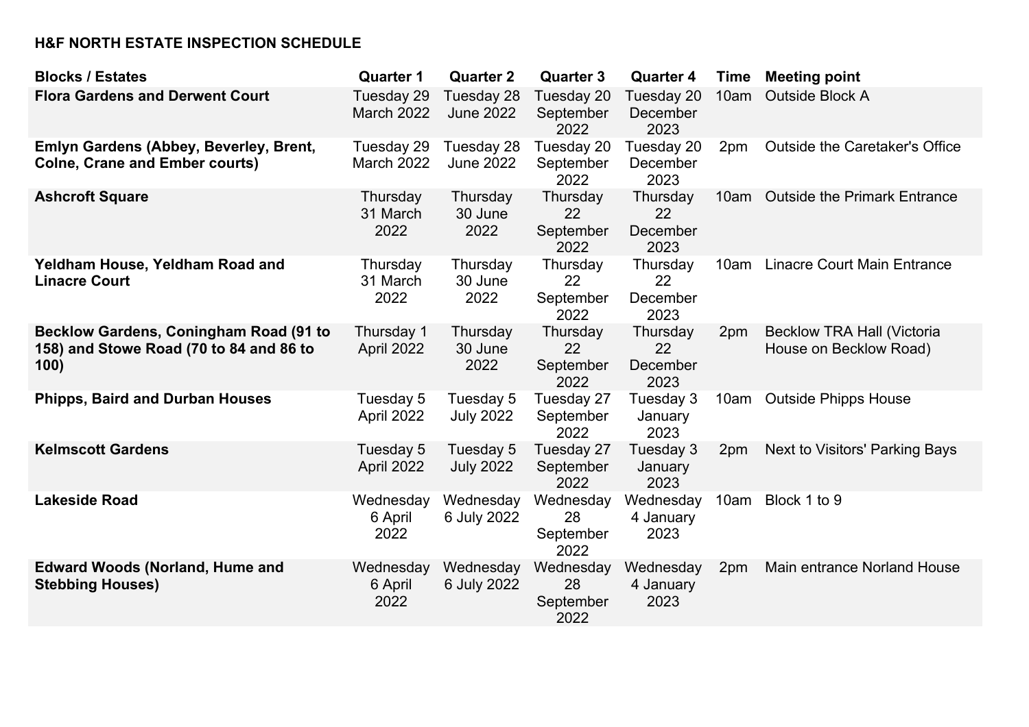**H&F NORTH ESTATE INSPECTION SCHEDULE**

| Blocks / Estates | Quarter 1 | Quarter 2 | Quarter 3 | Quarter 4 | Time | Meeting point |
|---|---|---|---|---|---|---|
| **Flora Gardens and Derwent Court** | Tuesday 29 March 2022 | Tuesday 28 June 2022 | Tuesday 20 September 2022 | Tuesday 20 December 2023 | 10am | Outside Block A |
| **Emlyn Gardens (Abbey, Beverley, Brent, Colne, Crane and Ember courts)** | Tuesday 29 March 2022 | Tuesday 28 June 2022 | Tuesday 20 September 2022 | Tuesday 20 December 2023 | 2pm | Outside the Caretaker's Office |
| **Ashcroft Square** | Thursday 31 March 2022 | Thursday 30 June 2022 | Thursday 22 September 2022 | Thursday 22 December 2023 | 10am | Outside the Primark Entrance |
| **Yeldham House, Yeldham Road and Linacre Court** | Thursday 31 March 2022 | Thursday 30 June 2022 | Thursday 22 September 2022 | Thursday 22 December 2023 | 10am | Linacre Court Main Entrance |
| **Becklow Gardens, Coningham Road (91 to 158) and Stowe Road (70 to 84 and 86 to 100)** | Thursday 1 April 2022 | Thursday 30 June 2022 | Thursday 22 September 2022 | Thursday 22 December 2023 | 2pm | Becklow TRA Hall (Victoria House on Becklow Road) |
| **Phipps, Baird and Durban Houses** | Tuesday 5 April 2022 | Tuesday 5 July 2022 | Tuesday 27 September 2022 | Tuesday 3 January 2023 | 10am | Outside Phipps House |
| **Kelmscott Gardens** | Tuesday 5 April 2022 | Tuesday 5 July 2022 | Tuesday 27 September 2022 | Tuesday 3 January 2023 | 2pm | Next to Visitors' Parking Bays |
| **Lakeside Road** | Wednesday 6 April 2022 | Wednesday 6 July 2022 | Wednesday 28 September 2022 | Wednesday 4 January 2023 | 10am | Block 1 to 9 |
| **Edward Woods (Norland, Hume and Stebbing Houses)** | Wednesday 6 April 2022 | Wednesday 6 July 2022 | Wednesday 28 September 2022 | Wednesday 4 January 2023 | 2pm | Main entrance Norland House |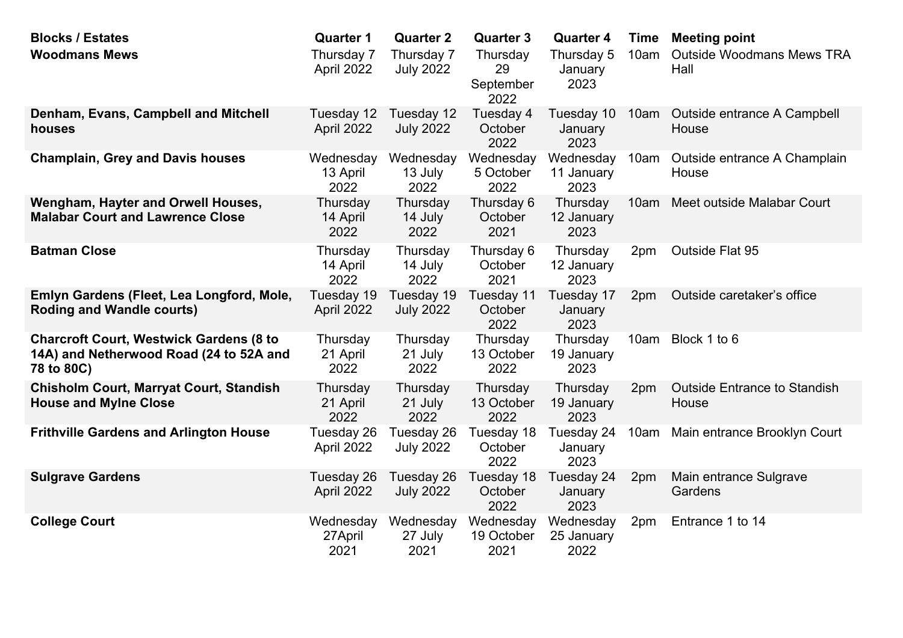| Blocks / Estates | Quarter 1 | Quarter 2 | Quarter 3 | Quarter 4 | Time | Meeting point |
|---|---|---|---|---|---|---|
| **Woodmans Mews** | Thursday 7 April 2022 | Thursday 7 July 2022 | Thursday 29 September 2022 | Thursday 5 January 2023 | 10am | Outside Woodmans Mews TRA Hall |
| **Denham, Evans, Campbell and Mitchell houses** | Tuesday 12 April 2022 | Tuesday 12 July 2022 | Tuesday 4 October 2022 | Tuesday 10 January 2023 | 10am | Outside entrance A Campbell House |
| **Champlain, Grey and Davis houses** | Wednesday 13 April 2022 | Wednesday 13 July 2022 | Wednesday 5 October 2022 | Wednesday 11 January 2023 | 10am | Outside entrance A Champlain House |
| **Wengham, Hayter and Orwell Houses, Malabar Court and Lawrence Close** | Thursday 14 April 2022 | Thursday 14 July 2022 | Thursday 6 October 2021 | Thursday 12 January 2023 | 10am | Meet outside Malabar Court |
| **Batman Close** | Thursday 14 April 2022 | Thursday 14 July 2022 | Thursday 6 October 2021 | Thursday 12 January 2023 | 2pm | Outside Flat 95 |
| **Emlyn Gardens (Fleet, Lea Longford, Mole, Roding and Wandle courts)** | Tuesday 19 April 2022 | Tuesday 19 July 2022 | Tuesday 11 October 2022 | Tuesday 17 January 2023 | 2pm | Outside caretaker's office |
| **Charcroft Court, Westwick Gardens (8 to 14A) and Netherwood Road (24 to 52A and 78 to 80C)** | Thursday 21 April 2022 | Thursday 21 July 2022 | Thursday 13 October 2022 | Thursday 19 January 2023 | 10am | Block 1 to 6 |
| **Chisholm Court, Marryat Court, Standish House and Mylne Close** | Thursday 21 April 2022 | Thursday 21 July 2022 | Thursday 13 October 2022 | Thursday 19 January 2023 | 2pm | Outside Entrance to Standish House |
| **Frithville Gardens and Arlington House** | Tuesday 26 April 2022 | Tuesday 26 July 2022 | Tuesday 18 October 2022 | Tuesday 24 January 2023 | 10am | Main entrance Brooklyn Court |
| **Sulgrave Gardens** | Tuesday 26 April 2022 | Tuesday 26 July 2022 | Tuesday 18 October 2022 | Tuesday 24 January 2023 | 2pm | Main entrance Sulgrave Gardens |
| **College Court** | Wednesday 27April 2021 | Wednesday 27 July 2021 | Wednesday 19 October 2021 | Wednesday 25 January 2022 | 2pm | Entrance 1 to 14 |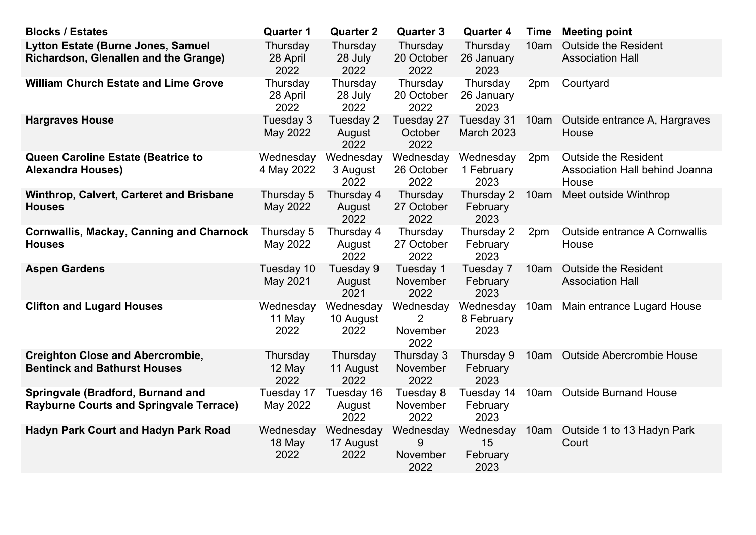| Blocks / Estates | Quarter 1 | Quarter 2 | Quarter 3 | Quarter 4 | Time | Meeting point |
|---|---|---|---|---|---|---|
| **Lytton Estate (Burne Jones, Samuel Richardson, Glenallen and the Grange)** | Thursday 28 April 2022 | Thursday 28 July 2022 | Thursday 20 October 2022 | Thursday 26 January 2023 | 10am | Outside the Resident Association Hall |
| **William Church Estate and Lime Grove** | Thursday 28 April 2022 | Thursday 28 July 2022 | Thursday 20 October 2022 | Thursday 26 January 2023 | 2pm | Courtyard |
| **Hargraves House** | Tuesday 3 May 2022 | Tuesday 2 August 2022 | Tuesday 27 October 2022 | Tuesday 31 March 2023 | 10am | Outside entrance A, Hargraves House |
| **Queen Caroline Estate (Beatrice to Alexandra Houses)** | Wednesday 4 May 2022 | Wednesday 3 August 2022 | Wednesday 26 October 2022 | Wednesday 1 February 2023 | 2pm | Outside the Resident Association Hall behind Joanna House |
| **Winthrop, Calvert, Carteret and Brisbane Houses** | Thursday 5 May 2022 | Thursday 4 August 2022 | Thursday 27 October 2022 | Thursday 2 February 2023 | 10am | Meet outside Winthrop |
| **Cornwallis, Mackay, Canning and Charnock Houses** | Thursday 5 May 2022 | Thursday 4 August 2022 | Thursday 27 October 2022 | Thursday 2 February 2023 | 2pm | Outside entrance A Cornwallis House |
| **Aspen Gardens** | Tuesday 10 May 2021 | Tuesday 9 August 2021 | Tuesday 1 November 2022 | Tuesday 7 February 2023 | 10am | Outside the Resident Association Hall |
| **Clifton and Lugard Houses** | Wednesday 11 May 2022 | Wednesday 10 August 2022 | Wednesday 2 November 2022 | Wednesday 8 February 2023 | 10am | Main entrance Lugard House |
| **Creighton Close and Abercrombie, Bentinck and Bathurst Houses** | Thursday 12 May 2022 | Thursday 11 August 2022 | Thursday 3 November 2022 | Thursday 9 February 2023 | 10am | Outside Abercrombie House |
| **Springvale (Bradford, Burnand and Rayburne Courts and Springvale Terrace)** | Tuesday 17 May 2022 | Tuesday 16 August 2022 | Tuesday 8 November 2022 | Tuesday 14 February 2023 | 10am | Outside Burnand House |
| **Hadyn Park Court and Hadyn Park Road** | Wednesday 18 May 2022 | Wednesday 17 August 2022 | Wednesday 9 November 2022 | Wednesday 15 February 2023 | 10am | Outside 1 to 13 Hadyn Park Court |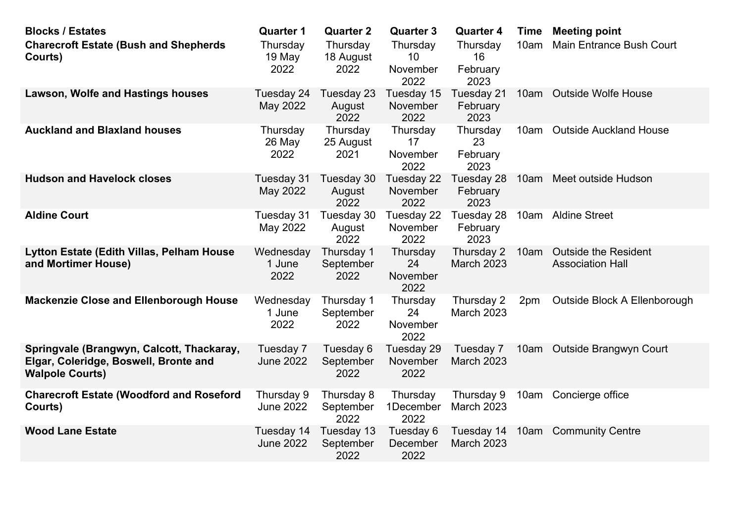| Blocks / Estates | Quarter 1 | Quarter 2 | Quarter 3 | Quarter 4 | Time | Meeting point |
|---|---|---|---|---|---|---|
| **Charecroft Estate (Bush and Shepherds Courts)** | Thursday 19 May 2022 | Thursday 18 August 2022 | Thursday 10 November 2022 | Thursday 16 February 2023 | 10am | Main Entrance Bush Court |
| **Lawson, Wolfe and Hastings houses** | Tuesday 24 May 2022 | Tuesday 23 August 2022 | Tuesday 15 November 2022 | Tuesday 21 February 2023 | 10am | Outside Wolfe House |
| **Auckland and Blaxland houses** | Thursday 26 May 2022 | Thursday 25 August 2021 | Thursday 17 November 2022 | Thursday 23 February 2023 | 10am | Outside Auckland House |
| **Hudson and Havelock closes** | Tuesday 31 May 2022 | Tuesday 30 August 2022 | Tuesday 22 November 2022 | Tuesday 28 February 2023 | 10am | Meet outside Hudson |
| **Aldine Court** | Tuesday 31 May 2022 | Tuesday 30 August 2022 | Tuesday 22 November 2022 | Tuesday 28 February 2023 | 10am | Aldine Street |
| **Lytton Estate (Edith Villas, Pelham House and Mortimer House)** | Wednesday 1 June 2022 | Thursday 1 September 2022 | Thursday 24 November 2022 | Thursday 2 March 2023 | 10am | Outside the Resident Association Hall |
| **Mackenzie Close and Ellenborough House** | Wednesday 1 June 2022 | Thursday 1 September 2022 | Thursday 24 November 2022 | Thursday 2 March 2023 | 2pm | Outside Block A Ellenborough |
| **Springvale (Brangwyn, Calcott, Thackaray, Elgar, Coleridge, Boswell, Bronte and Walpole Courts)** | Tuesday 7 June 2022 | Tuesday 6 September 2022 | Tuesday 29 November 2022 | Tuesday 7 March 2023 | 10am | Outside Brangwyn Court |
| **Charecroft Estate (Woodford and Roseford Courts)** | Thursday 9 June 2022 | Thursday 8 September 2022 | Thursday 1December 2022 | Thursday 9 March 2023 | 10am | Concierge office |
| **Wood Lane Estate** | Tuesday 14 June 2022 | Tuesday 13 September 2022 | Tuesday 6 December 2022 | Tuesday 14 March 2023 | 10am | Community Centre |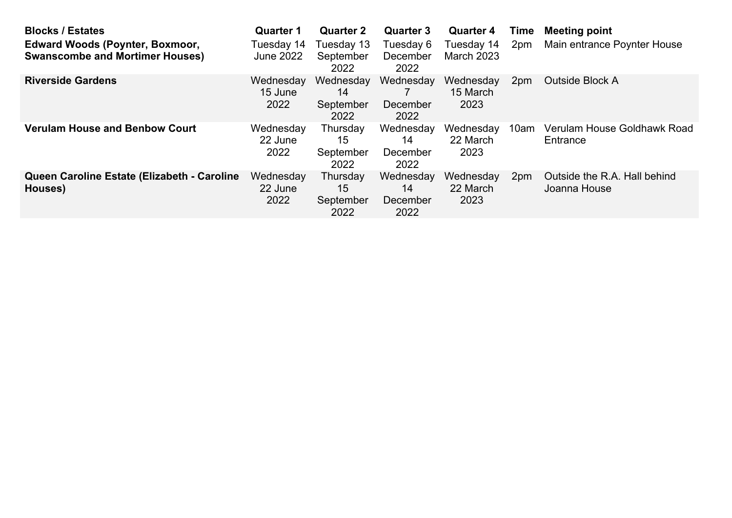| Blocks / Estates | Quarter 1 | Quarter 2 | Quarter 3 | Quarter 4 | Time | Meeting point |
|---|---|---|---|---|---|---|
| **Edward Woods (Poynter, Boxmoor, Swanscombe and Mortimer Houses)** | Tuesday 14 June 2022 | Tuesday 13 September 2022 | Tuesday 6 December 2022 | Tuesday 14 March 2023 | 2pm | Main entrance Poynter House |
| **Riverside Gardens** | Wednesday 15 June 2022 | Wednesday 14 September 2022 | Wednesday 7 December 2022 | Wednesday 15 March 2023 | 2pm | Outside Block A |
| **Verulam House and Benbow Court** | Wednesday 22 June 2022 | Thursday 15 September 2022 | Wednesday 14 December 2022 | Wednesday 22 March 2023 | 10am | Verulam House Goldhawk Road Entrance |
| **Queen Caroline Estate (Elizabeth - Caroline Houses)** | Wednesday 22 June 2022 | Thursday 15 September 2022 | Wednesday 14 December 2022 | Wednesday 22 March 2023 | 2pm | Outside the R.A. Hall behind Joanna House |